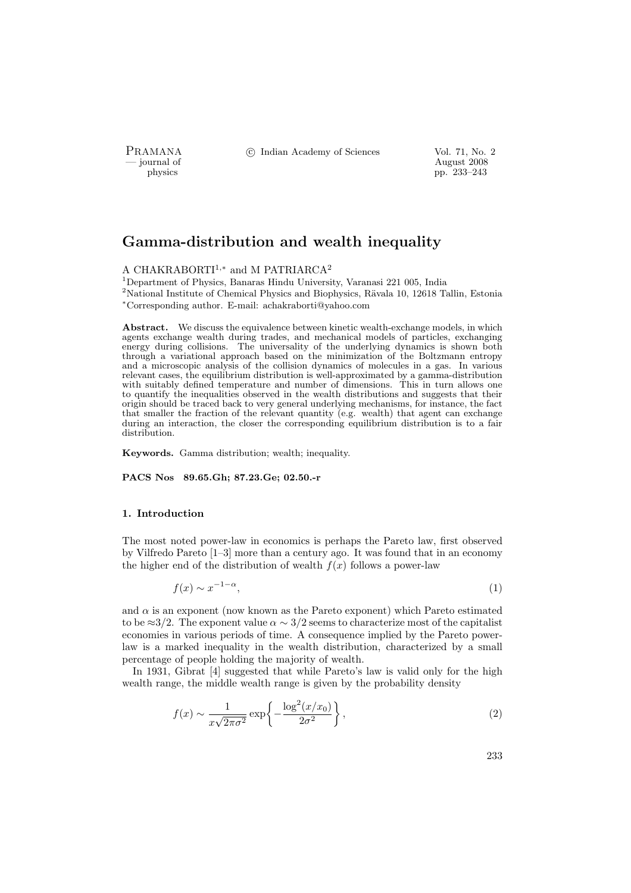# Gamma-distribution and wealth inequality

A CHAKRABORTI[1,*] and M PATRIARCA[2]

[1]Department of Physics, Banaras Hindu University, Varanasi 221 005, India
[2]National Institute of Chemical Physics and Biophysics, Rävala 10, 12618 Tallin, Estonia
[*]Corresponding author. E-mail: achakraborti@yahoo.com

**Abstract.** We discuss the equivalence between kinetic wealth-exchange models, in which agents exchange wealth during trades, and mechanical models of particles, exchanging energy during collisions. The universality of the underlying dynamics is shown both through a variational approach based on the minimization of the Boltzmann entropy and a microscopic analysis of the collision dynamics of molecules in a gas. In various relevant cases, the equilibrium distribution is well-approximated by a gamma-distribution with suitably defined temperature and number of dimensions. This in turn allows one to quantify the inequalities observed in the wealth distributions and suggests that their origin should be traced back to very general underlying mechanisms, for instance, the fact that smaller the fraction of the relevant quantity (e.g. wealth) that agent can exchange during an interaction, the closer the corresponding equilibrium distribution is to a fair distribution.

**Keywords.** Gamma distribution; wealth; inequality.

**PACS Nos 89.65.Gh; 87.23.Ge; 02.50.-r**

## 1. Introduction

The most noted power-law in economics is perhaps the Pareto law, first observed by Vilfredo Pareto [1–3] more than a century ago. It was found that in an economy the higher end of the distribution of wealth $f(x)$ follows a power-law

$$f(x) \sim x^{-1-\alpha}, \tag{1}$$

and $\alpha$ is an exponent (now known as the Pareto exponent) which Pareto estimated to be $\approx 3/2$. The exponent value $\alpha \sim 3/2$ seems to characterize most of the capitalist economies in various periods of time. A consequence implied by the Pareto power-law is a marked inequality in the wealth distribution, characterized by a small percentage of people holding the majority of wealth.

In 1931, Gibrat [4] suggested that while Pareto's law is valid only for the high wealth range, the middle wealth range is given by the probability density

$$f(x) \sim \frac{1}{x\sqrt{2\pi\sigma^2}} \exp\left\{-\frac{\log^2(x/x_0)}{2\sigma^2}\right\}, \tag{2}$$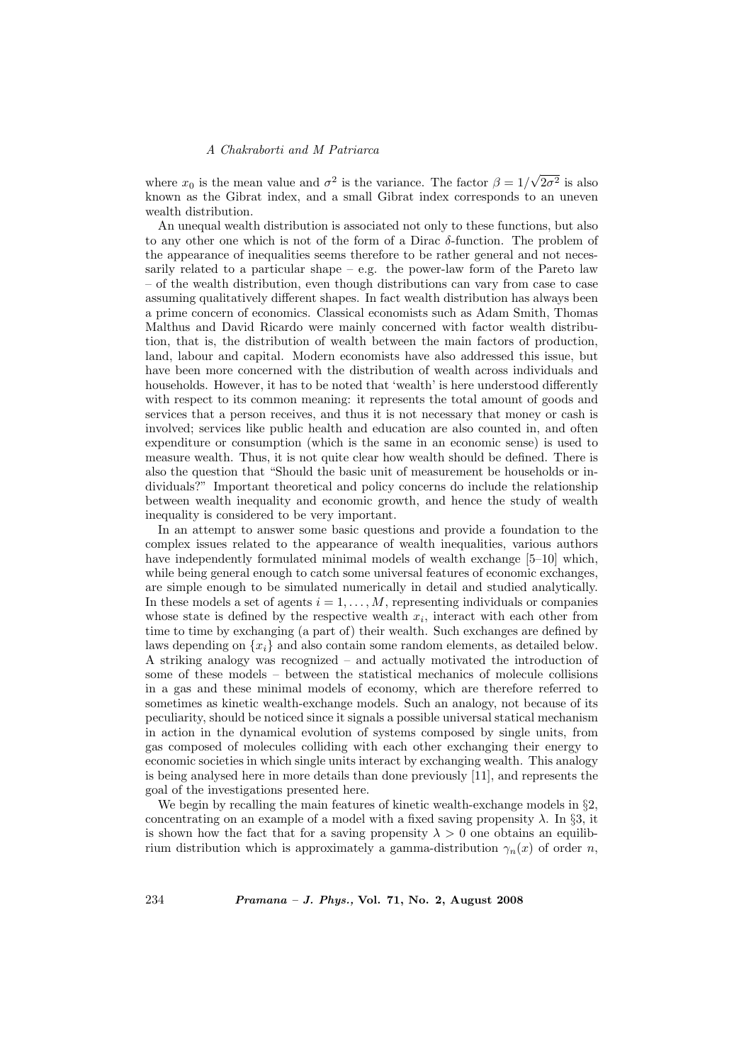where $x_0$ is the mean value and $\sigma^2$ is the variance. The factor $\beta = 1/\sqrt{2\sigma^2}$ is also known as the Gibrat index, and a small Gibrat index corresponds to an uneven wealth distribution.

An unequal wealth distribution is associated not only to these functions, but also to any other one which is not of the form of a Dirac $\delta$-function. The problem of the appearance of inequalities seems therefore to be rather general and not necessarily related to a particular shape – e.g. the power-law form of the Pareto law – of the wealth distribution, even though distributions can vary from case to case assuming qualitatively different shapes. In fact wealth distribution has always been a prime concern of economics. Classical economists such as Adam Smith, Thomas Malthus and David Ricardo were mainly concerned with factor wealth distribution, that is, the distribution of wealth between the main factors of production, land, labour and capital. Modern economists have also addressed this issue, but have been more concerned with the distribution of wealth across individuals and households. However, it has to be noted that 'wealth' is here understood differently with respect to its common meaning: it represents the total amount of goods and services that a person receives, and thus it is not necessary that money or cash is involved; services like public health and education are also counted in, and often expenditure or consumption (which is the same in an economic sense) is used to measure wealth. Thus, it is not quite clear how wealth should be defined. There is also the question that "Should the basic unit of measurement be households or individuals?" Important theoretical and policy concerns do include the relationship between wealth inequality and economic growth, and hence the study of wealth inequality is considered to be very important.

In an attempt to answer some basic questions and provide a foundation to the complex issues related to the appearance of wealth inequalities, various authors have independently formulated minimal models of wealth exchange [5–10] which, while being general enough to catch some universal features of economic exchanges, are simple enough to be simulated numerically in detail and studied analytically. In these models a set of agents $i = 1, \ldots, M$, representing individuals or companies whose state is defined by the respective wealth $x_i$, interact with each other from time to time by exchanging (a part of) their wealth. Such exchanges are defined by laws depending on $\{x_i\}$ and also contain some random elements, as detailed below. A striking analogy was recognized – and actually motivated the introduction of some of these models – between the statistical mechanics of molecule collisions in a gas and these minimal models of economy, which are therefore referred to sometimes as kinetic wealth-exchange models. Such an analogy, not because of its peculiarity, should be noticed since it signals a possible universal statical mechanism in action in the dynamical evolution of systems composed by single units, from gas composed of molecules colliding with each other exchanging their energy to economic societies in which single units interact by exchanging wealth. This analogy is being analysed here in more details than done previously [11], and represents the goal of the investigations presented here.

We begin by recalling the main features of kinetic wealth-exchange models in §2, concentrating on an example of a model with a fixed saving propensity $\lambda$. In §3, it is shown how the fact that for a saving propensity $\lambda > 0$ one obtains an equilibrium distribution which is approximately a gamma-distribution $\gamma_n(x)$ of order $n$,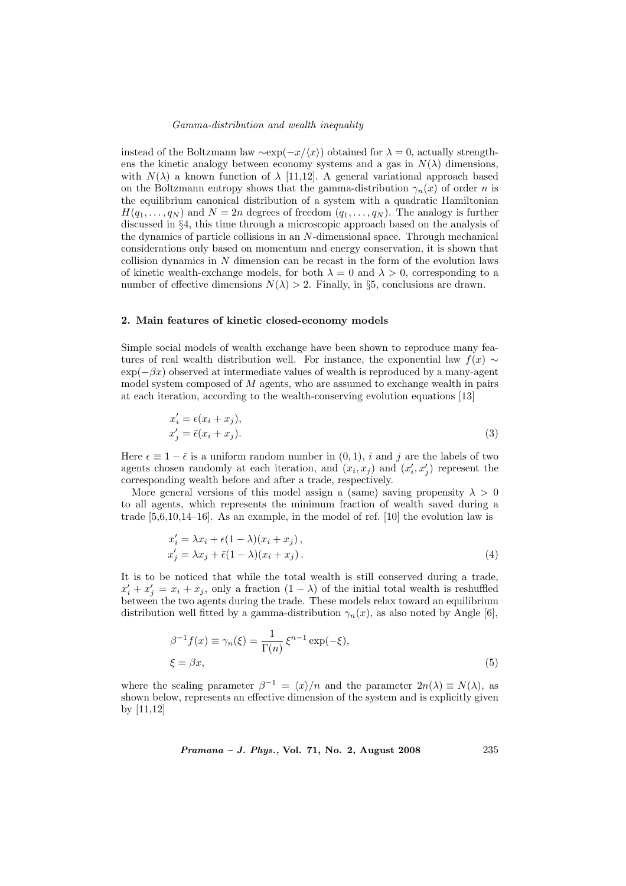instead of the Boltzmann law $\sim\exp(-x/\langle x\rangle)$ obtained for $\lambda = 0$, actually strengthens the kinetic analogy between economy systems and a gas in $N(\lambda)$ dimensions, with $N(\lambda)$ a known function of $\lambda$ [11,12]. A general variational approach based on the Boltzmann entropy shows that the gamma-distribution $\gamma_n(x)$ of order $n$ is the equilibrium canonical distribution of a system with a quadratic Hamiltonian $H(q_1, \ldots, q_N)$ and $N = 2n$ degrees of freedom $(q_1, \ldots, q_N)$. The analogy is further discussed in §4, this time through a microscopic approach based on the analysis of the dynamics of particle collisions in an $N$-dimensional space. Through mechanical considerations only based on momentum and energy conservation, it is shown that collision dynamics in $N$ dimension can be recast in the form of the evolution laws of kinetic wealth-exchange models, for both $\lambda = 0$ and $\lambda > 0$, corresponding to a number of effective dimensions $N(\lambda) > 2$. Finally, in §5, conclusions are drawn.

## 2. Main features of kinetic closed-economy models

Simple social models of wealth exchange have been shown to reproduce many features of real wealth distribution well. For instance, the exponential law $f(x) \sim \exp(-\beta x)$ observed at intermediate values of wealth is reproduced by a many-agent model system composed of $M$ agents, who are assumed to exchange wealth in pairs at each iteration, according to the wealth-conserving evolution equations [13]

$$
\begin{aligned}
x'_i &= \epsilon(x_i + x_j), \\
x'_j &= \bar{\epsilon}(x_i + x_j).
\end{aligned}
\tag{3}
$$

Here $\epsilon \equiv 1 - \bar{\epsilon}$ is a uniform random number in $(0, 1)$, $i$ and $j$ are the labels of two agents chosen randomly at each iteration, and $(x_i, x_j)$ and $(x'_i, x'_j)$ represent the corresponding wealth before and after a trade, respectively.

More general versions of this model assign a (same) saving propensity $\lambda > 0$ to all agents, which represents the minimum fraction of wealth saved during a trade [5,6,10,14–16]. As an example, in the model of ref. [10] the evolution law is

$$
\begin{aligned}
x'_i &= \lambda x_i + \epsilon(1 - \lambda)(x_i + x_j)\,, \\
x'_j &= \lambda x_j + \bar{\epsilon}(1 - \lambda)(x_i + x_j)\,.
\end{aligned}
\tag{4}
$$

It is to be noticed that while the total wealth is still conserved during a trade, $x'_i + x'_j = x_i + x_j$, only a fraction $(1 - \lambda)$ of the initial total wealth is reshuffled between the two agents during the trade. These models relax toward an equilibrium distribution well fitted by a gamma-distribution $\gamma_n(x)$, as also noted by Angle [6],

$$
\begin{aligned}
\beta^{-1} f(x) \equiv \gamma_n(\xi) &= \frac{1}{\Gamma(n)}\, \xi^{n-1} \exp(-\xi), \\
\xi &= \beta x,
\end{aligned}
\tag{5}
$$

where the scaling parameter $\beta^{-1} = \langle x\rangle/n$ and the parameter $2n(\lambda) \equiv N(\lambda)$, as shown below, represents an effective dimension of the system and is explicitly given by [11,12]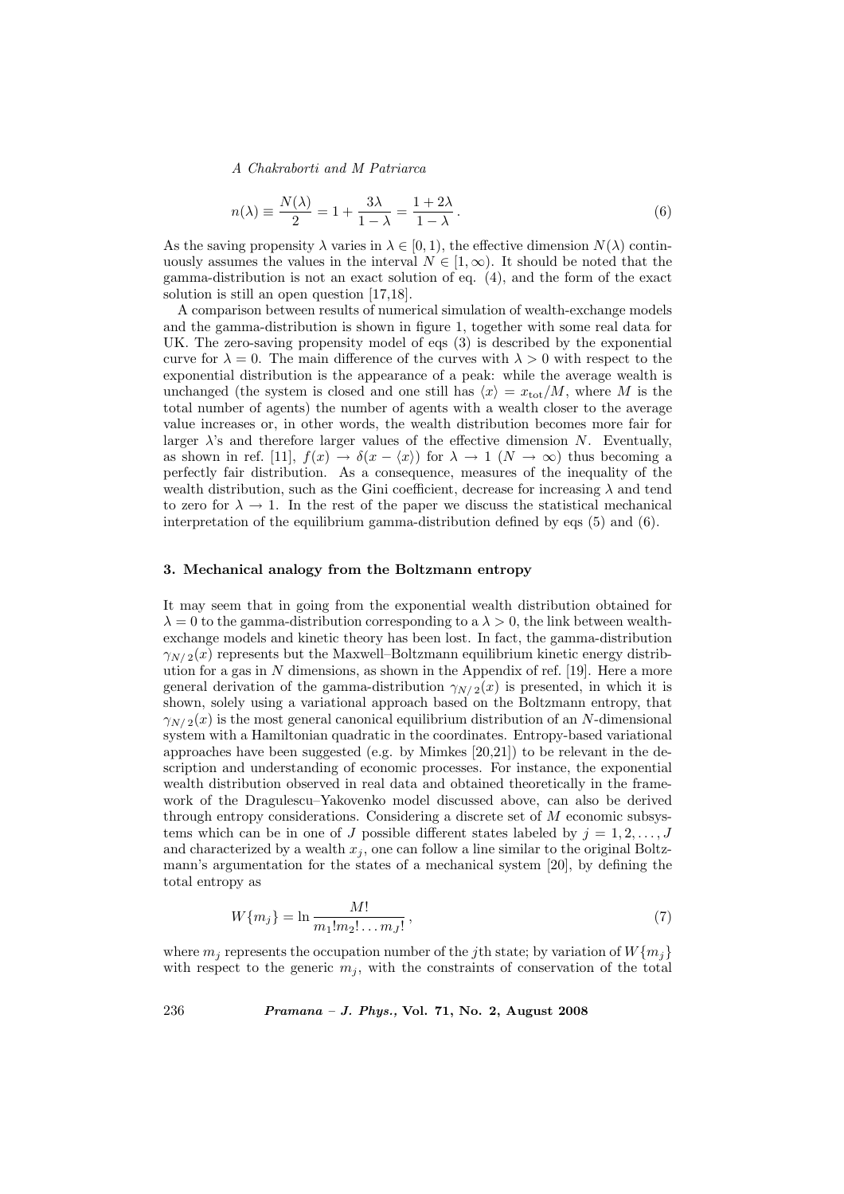$$n(\lambda) \equiv \frac{N(\lambda)}{2} = 1 + \frac{3\lambda}{1-\lambda} = \frac{1+2\lambda}{1-\lambda}\,. \tag{6}$$

As the saving propensity $\lambda$ varies in $\lambda \in [0, 1)$, the effective dimension $N(\lambda)$ continuously assumes the values in the interval $N \in [1, \infty)$. It should be noted that the gamma-distribution is not an exact solution of eq. (4), and the form of the exact solution is still an open question [17,18].

A comparison between results of numerical simulation of wealth-exchange models and the gamma-distribution is shown in figure 1, together with some real data for UK. The zero-saving propensity model of eqs (3) is described by the exponential curve for $\lambda = 0$. The main difference of the curves with $\lambda > 0$ with respect to the exponential distribution is the appearance of a peak: while the average wealth is unchanged (the system is closed and one still has $\langle x \rangle = x_{\text{tot}}/M$, where $M$ is the total number of agents) the number of agents with a wealth closer to the average value increases or, in other words, the wealth distribution becomes more fair for larger $\lambda$'s and therefore larger values of the effective dimension $N$. Eventually, as shown in ref. [11], $f(x) \to \delta(x - \langle x \rangle)$ for $\lambda \to 1$ $(N \to \infty)$ thus becoming a perfectly fair distribution. As a consequence, measures of the inequality of the wealth distribution, such as the Gini coefficient, decrease for increasing $\lambda$ and tend to zero for $\lambda \to 1$. In the rest of the paper we discuss the statistical mechanical interpretation of the equilibrium gamma-distribution defined by eqs (5) and (6).

## 3. Mechanical analogy from the Boltzmann entropy

It may seem that in going from the exponential wealth distribution obtained for $\lambda = 0$ to the gamma-distribution corresponding to a $\lambda > 0$, the link between wealth-exchange models and kinetic theory has been lost. In fact, the gamma-distribution $\gamma_{N/2}(x)$ represents but the Maxwell–Boltzmann equilibrium kinetic energy distribution for a gas in $N$ dimensions, as shown in the Appendix of ref. [19]. Here a more general derivation of the gamma-distribution $\gamma_{N/2}(x)$ is presented, in which it is shown, solely using a variational approach based on the Boltzmann entropy, that $\gamma_{N/2}(x)$ is the most general canonical equilibrium distribution of an $N$-dimensional system with a Hamiltonian quadratic in the coordinates. Entropy-based variational approaches have been suggested (e.g. by Mimkes [20,21]) to be relevant in the description and understanding of economic processes. For instance, the exponential wealth distribution observed in real data and obtained theoretically in the framework of the Dragulescu–Yakovenko model discussed above, can also be derived through entropy considerations. Considering a discrete set of $M$ economic subsystems which can be in one of $J$ possible different states labeled by $j = 1, 2, \ldots, J$ and characterized by a wealth $x_j$, one can follow a line similar to the original Boltzmann's argumentation for the states of a mechanical system [20], by defining the total entropy as

$$W\{m_j\} = \ln \frac{M!}{m_1! m_2! \ldots m_J!}\,, \tag{7}$$

where $m_j$ represents the occupation number of the $j$th state; by variation of $W\{m_j\}$ with respect to the generic $m_j$, with the constraints of conservation of the total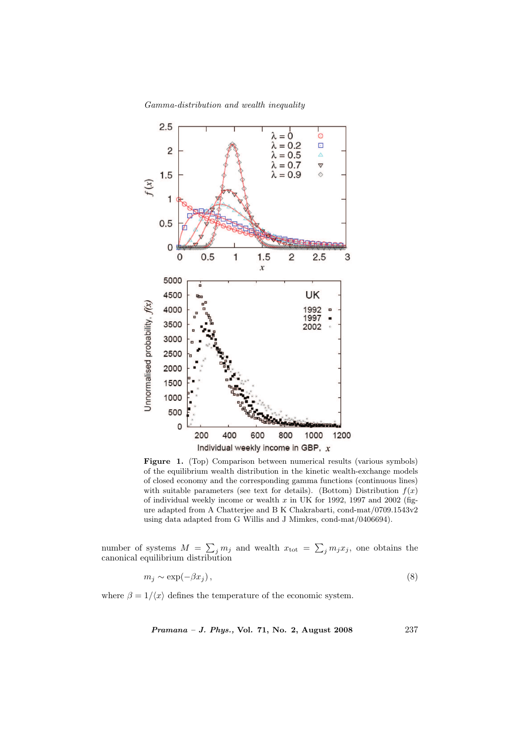**Figure 1.** (Top) Comparison between numerical results (various symbols) of the equilibrium wealth distribution in the kinetic wealth-exchange models of closed economy and the corresponding gamma functions (continuous lines) with suitable parameters (see text for details). (Bottom) Distribution $f(x)$ of individual weekly income or wealth $x$ in UK for 1992, 1997 and 2002 (figure adapted from A Chatterjee and B K Chakrabarti, cond-mat/0709.1543v2 using data adapted from G Willis and J Mimkes, cond-mat/0406694).

number of systems $M = \sum_j m_j$ and wealth $x_{\text{tot}} = \sum_j m_j x_j$, one obtains the canonical equilibrium distribution

$$m_j \sim \exp(-\beta x_j)\,, \tag{8}$$

where $\beta = 1/\langle x \rangle$ defines the temperature of the economic system.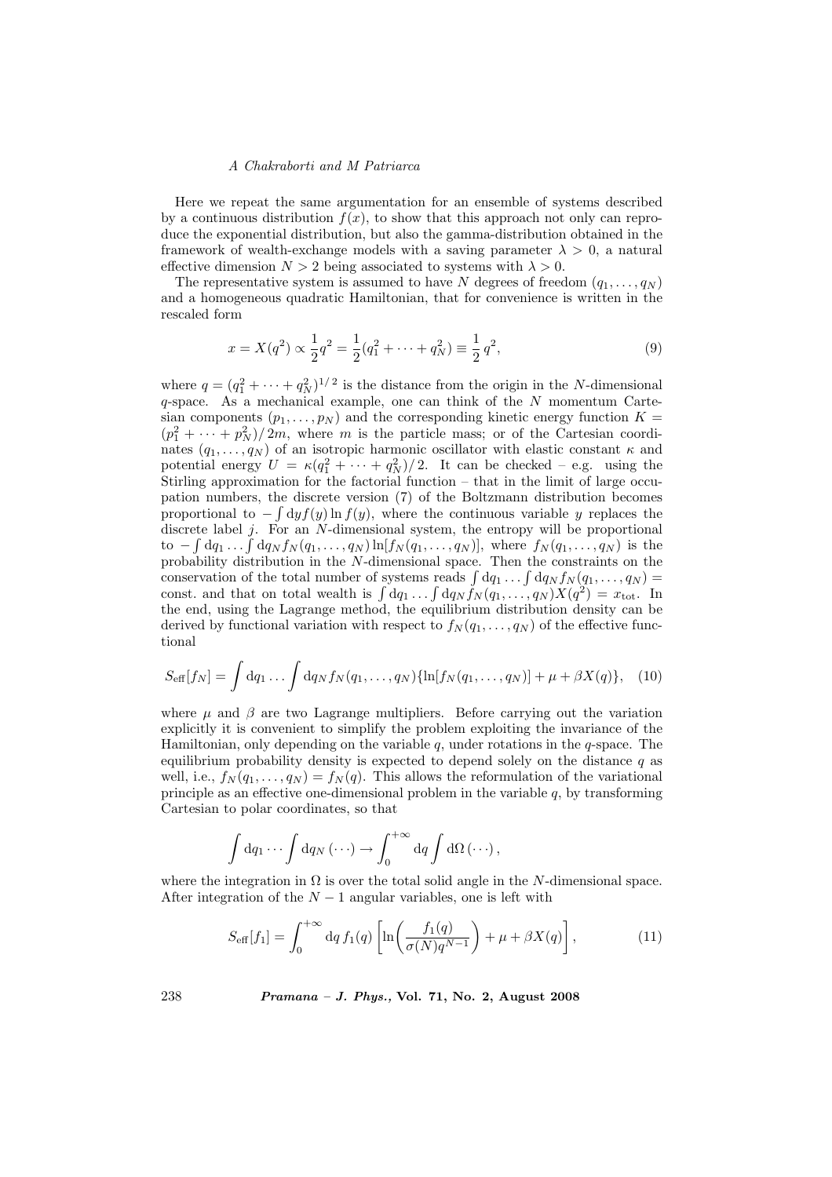Here we repeat the same argumentation for an ensemble of systems described by a continuous distribution $f(x)$, to show that this approach not only can reproduce the exponential distribution, but also the gamma-distribution obtained in the framework of wealth-exchange models with a saving parameter $\lambda > 0$, a natural effective dimension $N > 2$ being associated to systems with $\lambda > 0$.

The representative system is assumed to have $N$ degrees of freedom $(q_1, \ldots, q_N)$ and a homogeneous quadratic Hamiltonian, that for convenience is written in the rescaled form

$$x = X(q^2) \propto \frac{1}{2} q^2 = \frac{1}{2}(q_1^2 + \cdots + q_N^2) \equiv \frac{1}{2}\, q^2, \tag{9}$$

where $q = (q_1^2 + \cdots + q_N^2)^{1/2}$ is the distance from the origin in the $N$-dimensional $q$-space. As a mechanical example, one can think of the $N$ momentum Cartesian components $(p_1, \ldots, p_N)$ and the corresponding kinetic energy function $K = (p_1^2 + \cdots + p_N^2)/2m$, where $m$ is the particle mass; or of the Cartesian coordinates $(q_1, \ldots, q_N)$ of an isotropic harmonic oscillator with elastic constant $\kappa$ and potential energy $U = \kappa(q_1^2 + \cdots + q_N^2)/2$. It can be checked – e.g. using the Stirling approximation for the factorial function – that in the limit of large occupation numbers, the discrete version (7) of the Boltzmann distribution becomes proportional to $-\int \mathrm{d}y f(y) \ln f(y)$, where the continuous variable $y$ replaces the discrete label $j$. For an $N$-dimensional system, the entropy will be proportional to $-\int \mathrm{d}q_1 \ldots \int \mathrm{d}q_N f_N(q_1, \ldots, q_N) \ln[f_N(q_1, \ldots, q_N)]$, where $f_N(q_1, \ldots, q_N)$ is the probability distribution in the $N$-dimensional space. Then the constraints on the conservation of the total number of systems reads $\int \mathrm{d}q_1 \ldots \int \mathrm{d}q_N f_N(q_1, \ldots, q_N) =$ const. and that on total wealth is $\int \mathrm{d}q_1 \ldots \int \mathrm{d}q_N f_N(q_1, \ldots, q_N) X(q^2) = x_{\mathrm{tot}}$. In the end, using the Lagrange method, the equilibrium distribution density can be derived by functional variation with respect to $f_N(q_1, \ldots, q_N)$ of the effective functional

$$S_{\mathrm{eff}}[f_N] = \int \mathrm{d}q_1 \ldots \int \mathrm{d}q_N f_N(q_1, \ldots, q_N)\{\ln[f_N(q_1, \ldots, q_N)] + \mu + \beta X(q)\}, \tag{10}$$

where $\mu$ and $\beta$ are two Lagrange multipliers. Before carrying out the variation explicitly it is convenient to simplify the problem exploiting the invariance of the Hamiltonian, only depending on the variable $q$, under rotations in the $q$-space. The equilibrium probability density is expected to depend solely on the distance $q$ as well, i.e., $f_N(q_1, \ldots, q_N) = f_N(q)$. This allows the reformulation of the variational principle as an effective one-dimensional problem in the variable $q$, by transforming Cartesian to polar coordinates, so that

$$\int \mathrm{d}q_1 \cdots \int \mathrm{d}q_N\, (\cdots) \to \int_0^{+\infty} \mathrm{d}q \int \mathrm{d}\Omega\, (\cdots)\,,$$

where the integration in $\Omega$ is over the total solid angle in the $N$-dimensional space. After integration of the $N-1$ angular variables, one is left with

$$S_{\mathrm{eff}}[f_1] = \int_0^{+\infty} \mathrm{d}q\, f_1(q) \left[\ln\!\left(\frac{f_1(q)}{\sigma(N) q^{N-1}}\right) + \mu + \beta X(q)\right], \tag{11}$$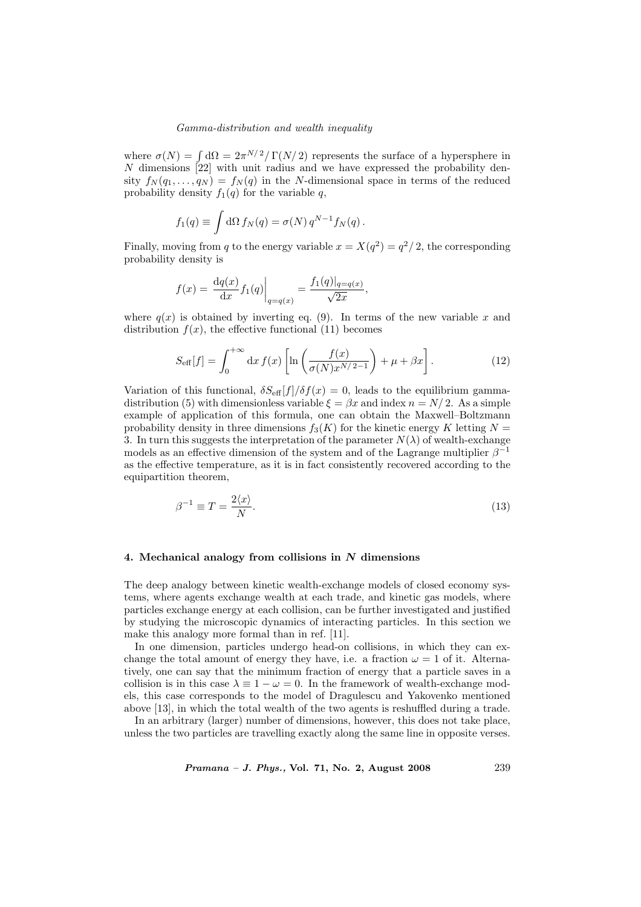where $\sigma(N) = \int \mathrm{d}\Omega = 2\pi^{N/2}/\Gamma(N/2)$ represents the surface of a hypersphere in $N$ dimensions [22] with unit radius and we have expressed the probability density $f_N(q_1,\ldots,q_N) = f_N(q)$ in the $N$-dimensional space in terms of the reduced probability density $f_1(q)$ for the variable $q$,

$$f_1(q) \equiv \int \mathrm{d}\Omega \, f_N(q) = \sigma(N)\, q^{N-1} f_N(q)\,.$$

Finally, moving from $q$ to the energy variable $x = X(q^2) = q^2/2$, the corresponding probability density is

$$f(x) = \left.\frac{\mathrm{d}q(x)}{\mathrm{d}x} f_1(q)\right|_{q=q(x)} = \frac{f_1(q)|_{q=q(x)}}{\sqrt{2x}},$$

where $q(x)$ is obtained by inverting eq. (9). In terms of the new variable $x$ and distribution $f(x)$, the effective functional (11) becomes

$$S_{\mathrm{eff}}[f] = \int_0^{+\infty} \mathrm{d}x\, f(x) \left[ \ln\left( \frac{f(x)}{\sigma(N) x^{N/2-1}} \right) + \mu + \beta x \right]. \tag{12}$$

Variation of this functional, $\delta S_{\mathrm{eff}}[f]/\delta f(x) = 0$, leads to the equilibrium gamma-distribution (5) with dimensionless variable $\xi = \beta x$ and index $n = N/2$. As a simple example of application of this formula, one can obtain the Maxwell–Boltzmann probability density in three dimensions $f_3(K)$ for the kinetic energy $K$ letting $N = 3$. In turn this suggests the interpretation of the parameter $N(\lambda)$ of wealth-exchange models as an effective dimension of the system and of the Lagrange multiplier $\beta^{-1}$ as the effective temperature, as it is in fact consistently recovered according to the equipartition theorem,

$$\beta^{-1} \equiv T = \frac{2\langle x \rangle}{N}. \tag{13}$$

## 4. Mechanical analogy from collisions in $N$ dimensions

The deep analogy between kinetic wealth-exchange models of closed economy systems, where agents exchange wealth at each trade, and kinetic gas models, where particles exchange energy at each collision, can be further investigated and justified by studying the microscopic dynamics of interacting particles. In this section we make this analogy more formal than in ref. [11].

In one dimension, particles undergo head-on collisions, in which they can exchange the total amount of energy they have, i.e. a fraction $\omega = 1$ of it. Alternatively, one can say that the minimum fraction of energy that a particle saves in a collision is in this case $\lambda \equiv 1 - \omega = 0$. In the framework of wealth-exchange models, this case corresponds to the model of Dragulescu and Yakovenko mentioned above [13], in which the total wealth of the two agents is reshuffled during a trade.

In an arbitrary (larger) number of dimensions, however, this does not take place, unless the two particles are travelling exactly along the same line in opposite verses.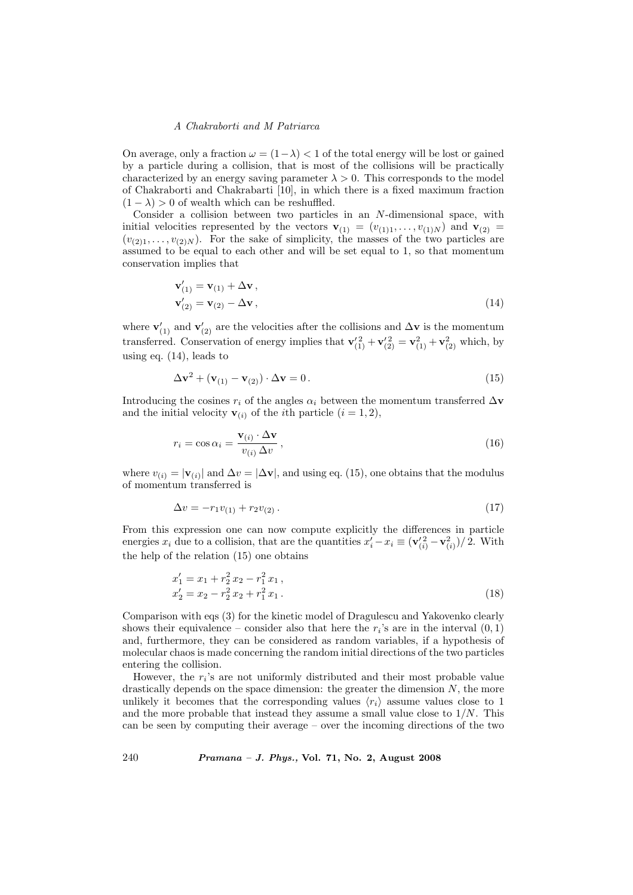On average, only a fraction $\omega = (1-\lambda) < 1$ of the total energy will be lost or gained by a particle during a collision, that is most of the collisions will be practically characterized by an energy saving parameter $\lambda > 0$. This corresponds to the model of Chakraborti and Chakrabarti [10], in which there is a fixed maximum fraction $(1-\lambda) > 0$ of wealth which can be reshuffled.

Consider a collision between two particles in an $N$-dimensional space, with initial velocities represented by the vectors $\mathbf{v}_{(1)} = (v_{(1)1}, \ldots, v_{(1)N})$ and $\mathbf{v}_{(2)} = (v_{(2)1}, \ldots, v_{(2)N})$. For the sake of simplicity, the masses of the two particles are assumed to be equal to each other and will be set equal to 1, so that momentum conservation implies that

$$
\begin{aligned}
\mathbf{v}'_{(1)} &= \mathbf{v}_{(1)} + \Delta\mathbf{v}\,, \\
\mathbf{v}'_{(2)} &= \mathbf{v}_{(2)} - \Delta\mathbf{v}\,,
\end{aligned}
\tag{14}
$$

where $\mathbf{v}'_{(1)}$ and $\mathbf{v}'_{(2)}$ are the velocities after the collisions and $\Delta\mathbf{v}$ is the momentum transferred. Conservation of energy implies that $\mathbf{v}'^{2}_{(1)} + \mathbf{v}'^{2}_{(2)} = \mathbf{v}^{2}_{(1)} + \mathbf{v}^{2}_{(2)}$ which, by using eq. (14), leads to

$$
\Delta\mathbf{v}^2 + (\mathbf{v}_{(1)} - \mathbf{v}_{(2)}) \cdot \Delta\mathbf{v} = 0\,. \tag{15}
$$

Introducing the cosines $r_i$ of the angles $\alpha_i$ between the momentum transferred $\Delta\mathbf{v}$ and the initial velocity $\mathbf{v}_{(i)}$ of the $i$th particle ($i = 1, 2$),

$$
r_i = \cos\alpha_i = \frac{\mathbf{v}_{(i)} \cdot \Delta\mathbf{v}}{v_{(i)}\,\Delta v}\,, \tag{16}
$$

where $v_{(i)} = |\mathbf{v}_{(i)}|$ and $\Delta v = |\Delta\mathbf{v}|$, and using eq. (15), one obtains that the modulus of momentum transferred is

$$
\Delta v = -r_1 v_{(1)} + r_2 v_{(2)}\,. \tag{17}
$$

From this expression one can now compute explicitly the differences in particle energies $x_i$ due to a collision, that are the quantities $x'_i - x_i \equiv (\mathbf{v}'^{2}_{(i)} - \mathbf{v}^{2}_{(i)})/\,2$. With the help of the relation (15) one obtains

$$
\begin{aligned}
x'_1 &= x_1 + r_2^2\, x_2 - r_1^2\, x_1\,, \\
x'_2 &= x_2 - r_2^2\, x_2 + r_1^2\, x_1\,.
\end{aligned}
\tag{18}
$$

Comparison with eqs (3) for the kinetic model of Dragulescu and Yakovenko clearly shows their equivalence – consider also that here the $r_i$'s are in the interval $(0, 1)$ and, furthermore, they can be considered as random variables, if a hypothesis of molecular chaos is made concerning the random initial directions of the two particles entering the collision.

However, the $r_i$'s are not uniformly distributed and their most probable value drastically depends on the space dimension: the greater the dimension $N$, the more unlikely it becomes that the corresponding values $\langle r_i \rangle$ assume values close to 1 and the more probable that instead they assume a small value close to $1/N$. This can be seen by computing their average – over the incoming directions of the two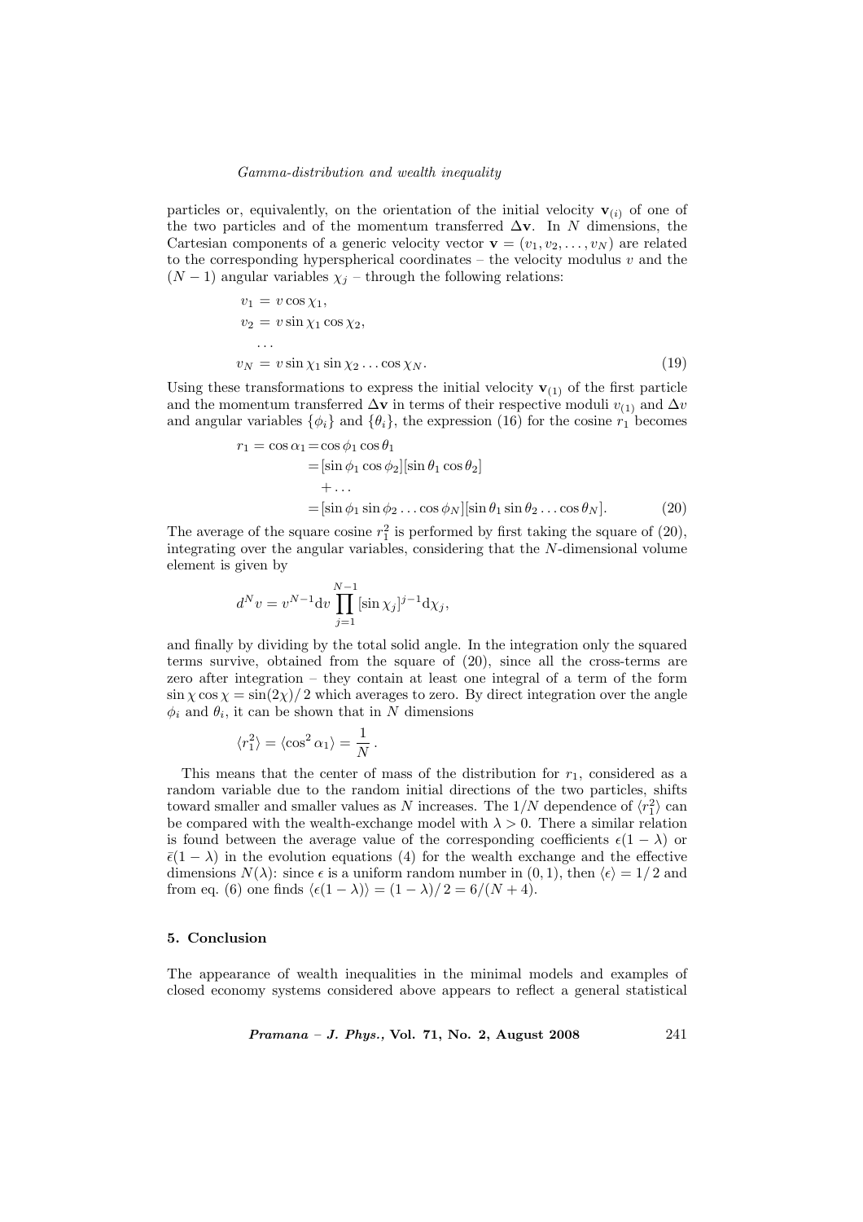particles or, equivalently, on the orientation of the initial velocity $\mathbf{v}_{(i)}$ of one of the two particles and of the momentum transferred $\Delta\mathbf{v}$. In $N$ dimensions, the Cartesian components of a generic velocity vector $\mathbf{v} = (v_1, v_2, \ldots, v_N)$ are related to the corresponding hyperspherical coordinates – the velocity modulus $v$ and the $(N-1)$ angular variables $\chi_j$ – through the following relations:

$$
\begin{aligned}
v_1 &= v\cos\chi_1,\\
v_2 &= v\sin\chi_1\cos\chi_2,\\
&\ldots\\
v_N &= v\sin\chi_1\sin\chi_2\ldots\cos\chi_N. \qquad (19)
\end{aligned}
$$

Using these transformations to express the initial velocity $\mathbf{v}_{(1)}$ of the first particle and the momentum transferred $\Delta\mathbf{v}$ in terms of their respective moduli $v_{(1)}$ and $\Delta v$ and angular variables $\{\phi_i\}$ and $\{\theta_i\}$, the expression (16) for the cosine $r_1$ becomes

$$
\begin{aligned}
r_1 = \cos\alpha_1 &= \cos\phi_1\cos\theta_1\\
&= [\sin\phi_1\cos\phi_2][\sin\theta_1\cos\theta_2]\\
&\quad + \ldots\\
&= [\sin\phi_1\sin\phi_2\ldots\cos\phi_N][\sin\theta_1\sin\theta_2\ldots\cos\theta_N]. \qquad (20)
\end{aligned}
$$

The average of the square cosine $r_1^2$ is performed by first taking the square of (20), integrating over the angular variables, considering that the $N$-dimensional volume element is given by

$$
d^N v = v^{N-1}\mathrm{d}v \prod_{j=1}^{N-1}[\sin\chi_j]^{j-1}\mathrm{d}\chi_j,
$$

and finally by dividing by the total solid angle. In the integration only the squared terms survive, obtained from the square of (20), since all the cross-terms are zero after integration – they contain at least one integral of a term of the form $\sin\chi\cos\chi = \sin(2\chi)/2$ which averages to zero. By direct integration over the angle $\phi_i$ and $\theta_i$, it can be shown that in $N$ dimensions

$$
\langle r_1^2\rangle = \langle\cos^2\alpha_1\rangle = \frac{1}{N}\,.
$$

This means that the center of mass of the distribution for $r_1$, considered as a random variable due to the random initial directions of the two particles, shifts toward smaller and smaller values as $N$ increases. The $1/N$ dependence of $\langle r_1^2\rangle$ can be compared with the wealth-exchange model with $\lambda > 0$. There a similar relation is found between the average value of the corresponding coefficients $\epsilon(1-\lambda)$ or $\bar{\epsilon}(1-\lambda)$ in the evolution equations (4) for the wealth exchange and the effective dimensions $N(\lambda)$: since $\epsilon$ is a uniform random number in $(0, 1)$, then $\langle\epsilon\rangle = 1/2$ and from eq. (6) one finds $\langle\epsilon(1-\lambda)\rangle = (1-\lambda)/2 = 6/(N+4)$.

## 5. Conclusion

The appearance of wealth inequalities in the minimal models and examples of closed economy systems considered above appears to reflect a general statistical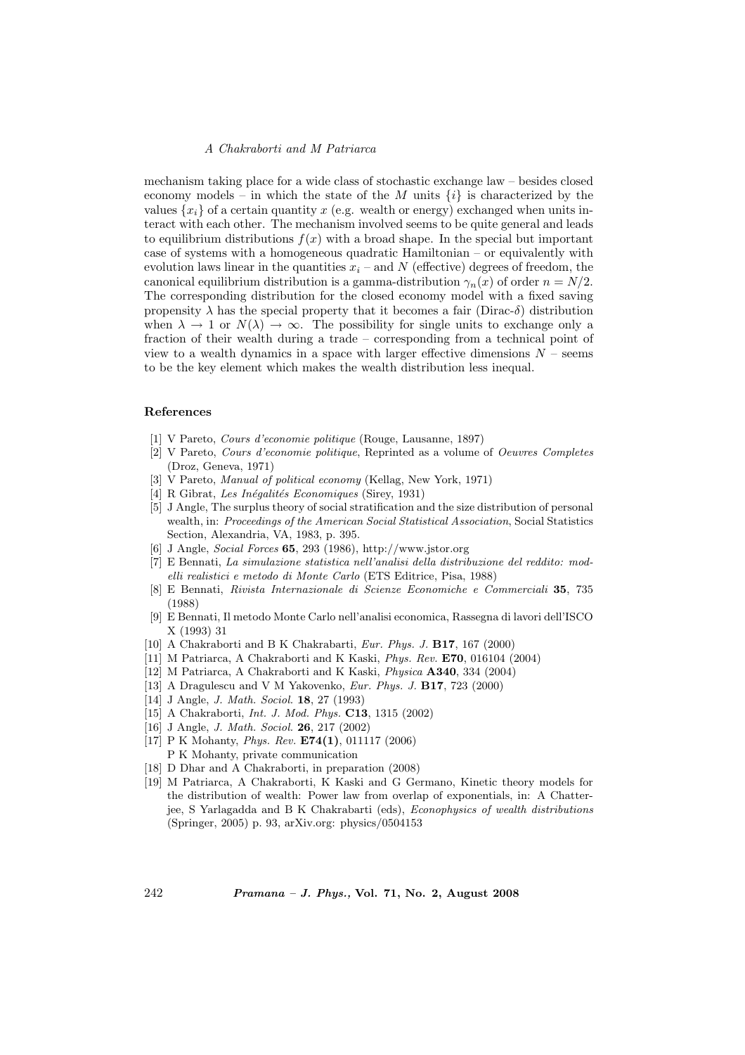mechanism taking place for a wide class of stochastic exchange law – besides closed economy models – in which the state of the $M$ units $\{i\}$ is characterized by the values $\{x_i\}$ of a certain quantity $x$ (e.g. wealth or energy) exchanged when units interact with each other. The mechanism involved seems to be quite general and leads to equilibrium distributions $f(x)$ with a broad shape. In the special but important case of systems with a homogeneous quadratic Hamiltonian – or equivalently with evolution laws linear in the quantities $x_i$ – and $N$ (effective) degrees of freedom, the canonical equilibrium distribution is a gamma-distribution $\gamma_n(x)$ of order $n = N/2$. The corresponding distribution for the closed economy model with a fixed saving propensity $\lambda$ has the special property that it becomes a fair (Dirac-$\delta$) distribution when $\lambda \to 1$ or $N(\lambda) \to \infty$. The possibility for single units to exchange only a fraction of their wealth during a trade – corresponding from a technical point of view to a wealth dynamics in a space with larger effective dimensions $N$ – seems to be the key element which makes the wealth distribution less inequal.

## References

[1] V Pareto, *Cours d'economie politique* (Rouge, Lausanne, 1897)

[2] V Pareto, *Cours d'economie politique*, Reprinted as a volume of *Oeuvres Completes* (Droz, Geneva, 1971)

[3] V Pareto, *Manual of political economy* (Kellag, New York, 1971)

[4] R Gibrat, *Les Inégalités Economiques* (Sirey, 1931)

[5] J Angle, The surplus theory of social stratification and the size distribution of personal wealth, in: *Proceedings of the American Social Statistical Association*, Social Statistics Section, Alexandria, VA, 1983, p. 395.

[6] J Angle, *Social Forces* **65**, 293 (1986), http://www.jstor.org

[7] E Bennati, *La simulazione statistica nell'analisi della distribuzione del reddito: modelli realistici e metodo di Monte Carlo* (ETS Editrice, Pisa, 1988)

[8] E Bennati, *Rivista Internazionale di Scienze Economiche e Commerciali* **35**, 735 (1988)

[9] E Bennati, Il metodo Monte Carlo nell'analisi economica, Rassegna di lavori dell'ISCO X (1993) 31

[10] A Chakraborti and B K Chakrabarti, *Eur. Phys. J.* **B17**, 167 (2000)

[11] M Patriarca, A Chakraborti and K Kaski, *Phys. Rev.* **E70**, 016104 (2004)

[12] M Patriarca, A Chakraborti and K Kaski, *Physica* **A340**, 334 (2004)

[13] A Dragulescu and V M Yakovenko, *Eur. Phys. J.* **B17**, 723 (2000)

[14] J Angle, *J. Math. Sociol.* **18**, 27 (1993)

[15] A Chakraborti, *Int. J. Mod. Phys.* **C13**, 1315 (2002)

[16] J Angle, *J. Math. Sociol.* **26**, 217 (2002)

[17] P K Mohanty, *Phys. Rev.* **E74(1)**, 011117 (2006)
P K Mohanty, private communication

[18] D Dhar and A Chakraborti, in preparation (2008)

[19] M Patriarca, A Chakraborti, K Kaski and G Germano, Kinetic theory models for the distribution of wealth: Power law from overlap of exponentials, in: A Chatterjee, S Yarlagadda and B K Chakrabarti (eds), *Econophysics of wealth distributions* (Springer, 2005) p. 93, arXiv.org: physics/0504153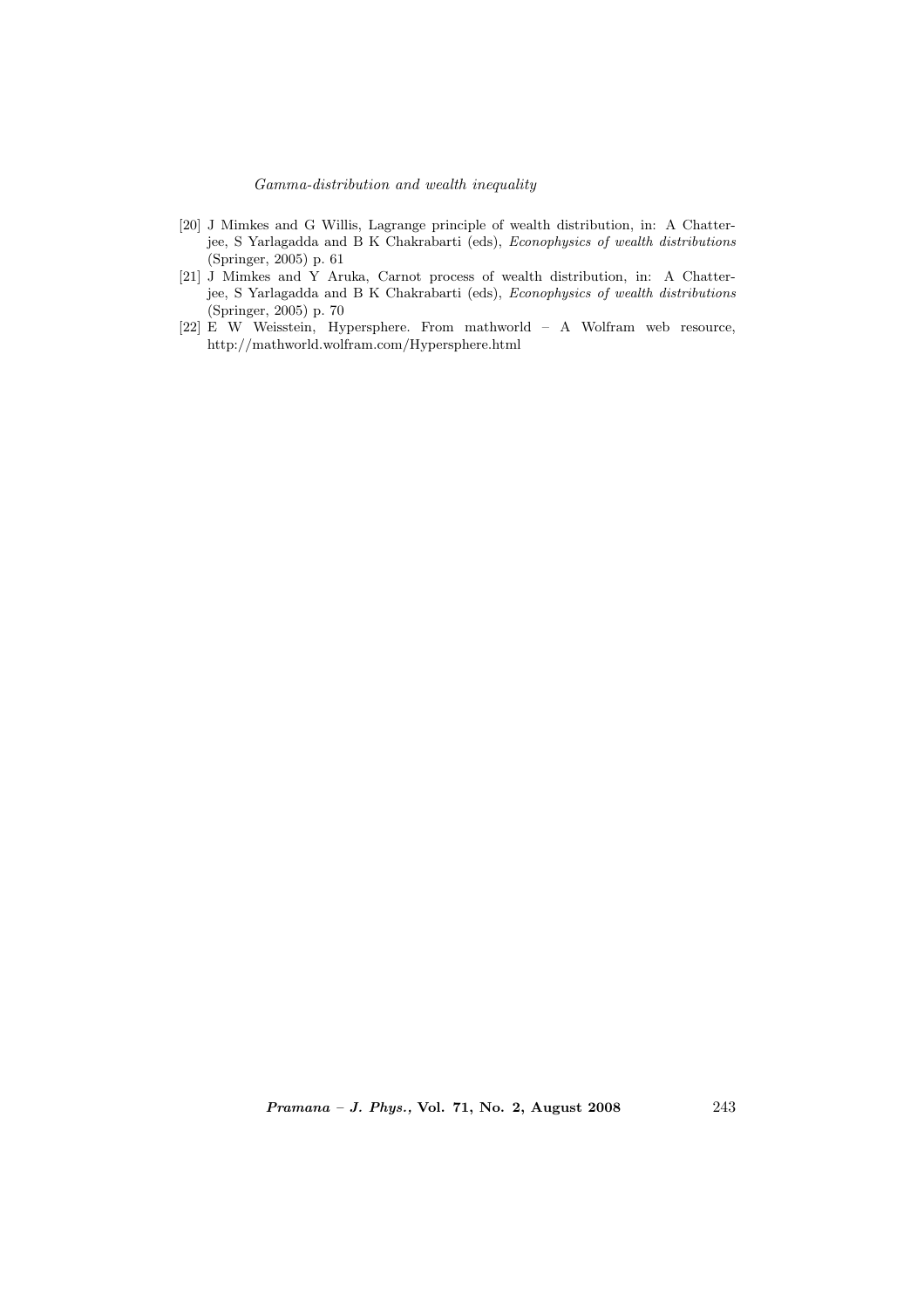[20] J Mimkes and G Willis, Lagrange principle of wealth distribution, in: A Chatterjee, S Yarlagadda and B K Chakrabarti (eds), *Econophysics of wealth distributions* (Springer, 2005) p. 61

[21] J Mimkes and Y Aruka, Carnot process of wealth distribution, in: A Chatterjee, S Yarlagadda and B K Chakrabarti (eds), *Econophysics of wealth distributions* (Springer, 2005) p. 70

[22] E W Weisstein, Hypersphere. From mathworld – A Wolfram web resource, http://mathworld.wolfram.com/Hypersphere.html